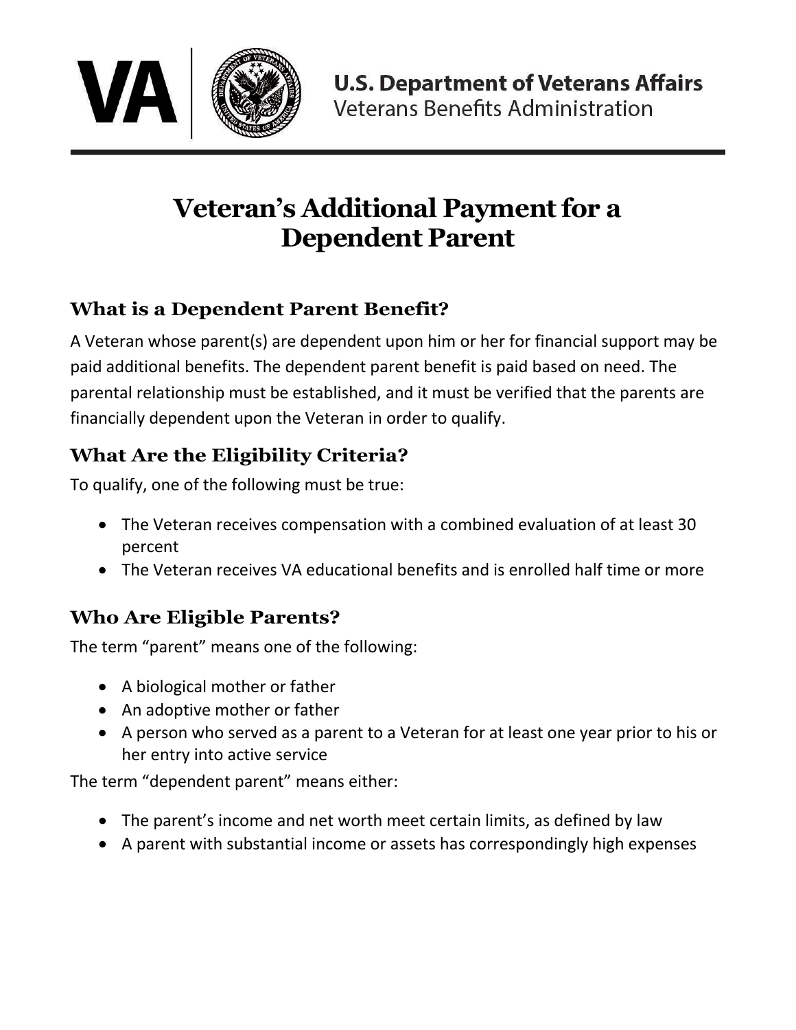U.S. Department of Veterans Affairs
Veterans Benefits Administration

# Veteran's Additional Payment for a Dependent Parent

## What is a Dependent Parent Benefit?

A Veteran whose parent(s) are dependent upon him or her for financial support may be paid additional benefits. The dependent parent benefit is paid based on need. The parental relationship must be established, and it must be verified that the parents are financially dependent upon the Veteran in order to qualify.

## What Are the Eligibility Criteria?

To qualify, one of the following must be true:

- The Veteran receives compensation with a combined evaluation of at least 30 percent
- The Veteran receives VA educational benefits and is enrolled half time or more

## Who Are Eligible Parents?

The term "parent" means one of the following:

- A biological mother or father
- An adoptive mother or father
- A person who served as a parent to a Veteran for at least one year prior to his or her entry into active service

The term "dependent parent" means either:

- The parent's income and net worth meet certain limits, as defined by law
- A parent with substantial income or assets has correspondingly high expenses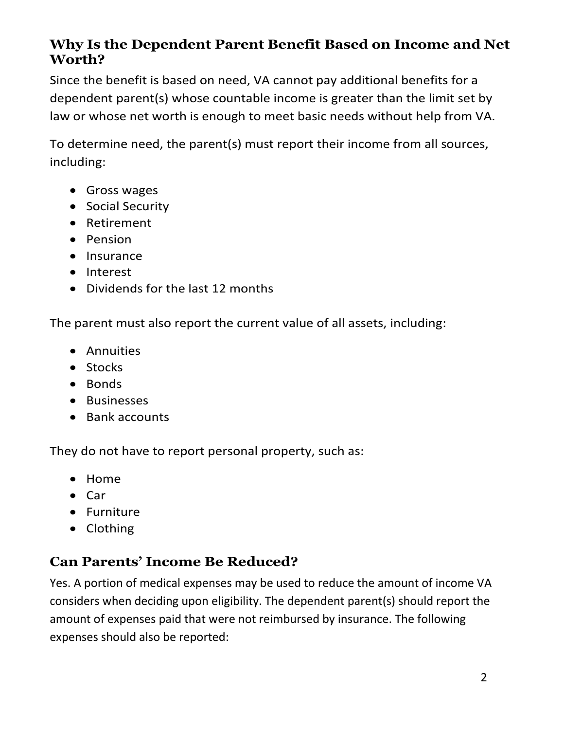## Why Is the Dependent Parent Benefit Based on Income and Net Worth?

Since the benefit is based on need, VA cannot pay additional benefits for a dependent parent(s) whose countable income is greater than the limit set by law or whose net worth is enough to meet basic needs without help from VA.

To determine need, the parent(s) must report their income from all sources, including:

- Gross wages
- Social Security
- Retirement
- Pension
- Insurance
- Interest
- Dividends for the last 12 months

The parent must also report the current value of all assets, including:

- Annuities
- Stocks
- Bonds
- Businesses
- Bank accounts

They do not have to report personal property, such as:

- Home
- Car
- Furniture
- Clothing

## Can Parents' Income Be Reduced?

Yes. A portion of medical expenses may be used to reduce the amount of income VA considers when deciding upon eligibility. The dependent parent(s) should report the amount of expenses paid that were not reimbursed by insurance. The following expenses should also be reported: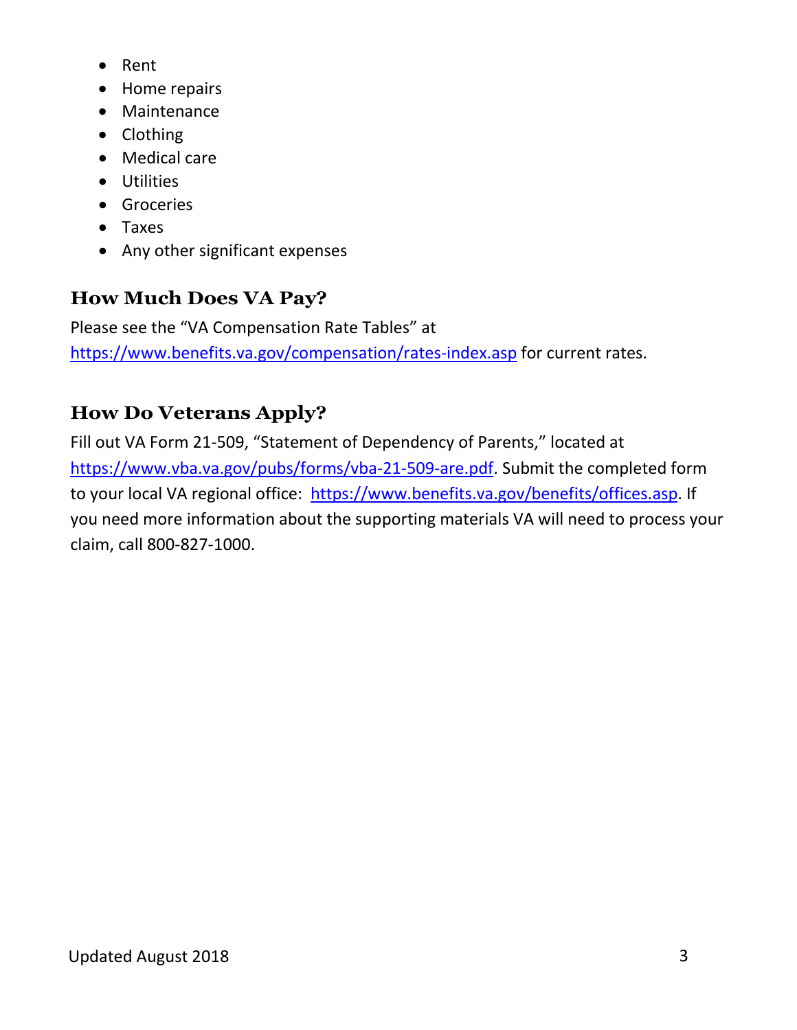- Rent
- Home repairs
- Maintenance
- Clothing
- Medical care
- Utilities
- Groceries
- Taxes
- Any other significant expenses

## How Much Does VA Pay?

Please see the "VA Compensation Rate Tables" at https://www.benefits.va.gov/compensation/rates-index.asp for current rates.

## How Do Veterans Apply?

Fill out VA Form 21-509, "Statement of Dependency of Parents," located at https://www.vba.va.gov/pubs/forms/vba-21-509-are.pdf. Submit the completed form to your local VA regional office: https://www.benefits.va.gov/benefits/offices.asp. If you need more information about the supporting materials VA will need to process your claim, call 800-827-1000.

Updated August 2018